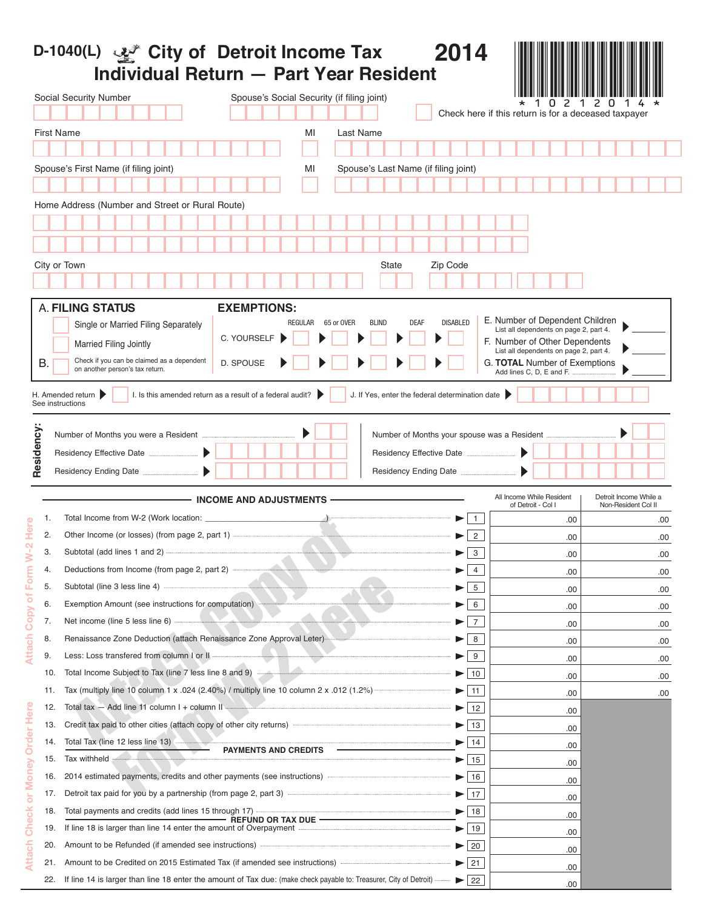# D-1040(L) City of Detroit Income Tax 2014
## Individual Return — Part Year Resident

\* 1 0 2 1 2 0 1 4 \*

Social Security Number

Spouse's Social Security (if filing joint)

Check here if this return is for a deceased taxpayer

First Name | MI | Last Name

Spouse's First Name (if filing joint) | MI | Spouse's Last Name (if filing joint)

Home Address (Number and Street or Rural Route)

City or Town | State | Zip Code

**A. FILING STATUS**

- Single or Married Filing Separately
- Married Filing Jointly

B. Check if you can be claimed as a dependent on another person's tax return.

**EXEMPTIONS:**

| | REGULAR | 65 or OVER | BLIND | DEAF | DISABLED |
|---|---|---|---|---|---|
| C. YOURSELF | | | | | |
| D. SPOUSE | | | | | |

E. Number of Dependent Children — List all dependents on page 2, part 4. ______

F. Number of Other Dependents — List all dependents on page 2, part 4. ______

G. **TOTAL** Number of Exemptions — Add lines C, D, E and F. ______

H. Amended return — See instructions

I. Is this amended return as a result of a federal audit?

J. If Yes, enter the federal determination date

**Residency:**

Number of Months you were a Resident

Residency Effective Date

Residency Ending Date

Number of Months your spouse was a Resident

Residency Effective Date

Residency Ending Date

| | INCOME AND ADJUSTMENTS | Line | All Income While Resident of Detroit - Col I | Detroit Income While a Non-Resident Col II |
|---|---|---|---|---|
| 1. | Total Income from W-2 (Work location: ______________________) | 1 | .00 | .00 |
| 2. | Other Income (or losses) (from page 2, part 1) | 2 | .00 | .00 |
| 3. | Subtotal (add lines 1 and 2) | 3 | .00 | .00 |
| 4. | Deductions from Income (from page 2, part 2) | 4 | .00 | .00 |
| 5. | Subtotal (line 3 less line 4) | 5 | .00 | .00 |
| 6. | Exemption Amount (see instructions for computation) | 6 | .00 | .00 |
| 7. | Net income (line 5 less line 6) | 7 | .00 | .00 |
| 8. | Renaissance Zone Deduction (attach Renaissance Zone Approval Leter) | 8 | .00 | .00 |
| 9. | Less: Loss transfered from column I or II | 9 | .00 | .00 |
| 10. | Total Income Subject to Tax (line 7 less line 8 and 9) | 10 | .00 | .00 |
| 11. | Tax (multiply line 10 column 1 x .024 (2.40%) / multiply line 10 column 2 x .012 (1.2%) | 11 | .00 | .00 |
| 12. | Total tax — Add line 11 column I + column II | 12 | .00 | |
| 13. | Credit tax paid to other cities (attach copy of other city returns) | 13 | .00 | |
| 14. | Total Tax (line 12 less line 13) | 14 | .00 | |
| | **PAYMENTS AND CREDITS** | | | |
| 15. | Tax withheld | 15 | .00 | |
| 16. | 2014 estimated payments, credits and other payments (see instructions) | 16 | .00 | |
| 17. | Detroit tax paid for you by a partnership (from page 2, part 3) | 17 | .00 | |
| 18. | Total payments and credits (add lines 15 through 17) | 18 | .00 | |
| | **REFUND OR TAX DUE** | | | |
| 19. | If line 18 is larger than line 14 enter the amount of Overpayment | 19 | .00 | |
| 20. | Amount to be Refunded (if amended see instructions) | 20 | .00 | |
| 21. | Amount to be Credited on 2015 Estimated Tax (if amended see instructions) | 21 | .00 | |
| 22. | If line 14 is larger than line 18 enter the amount of Tax due: (make check payable to: Treasurer, City of Detroit) | 22 | .00 | |

Attach Copy of Form W-2 Here

Attach Check or Money Order Here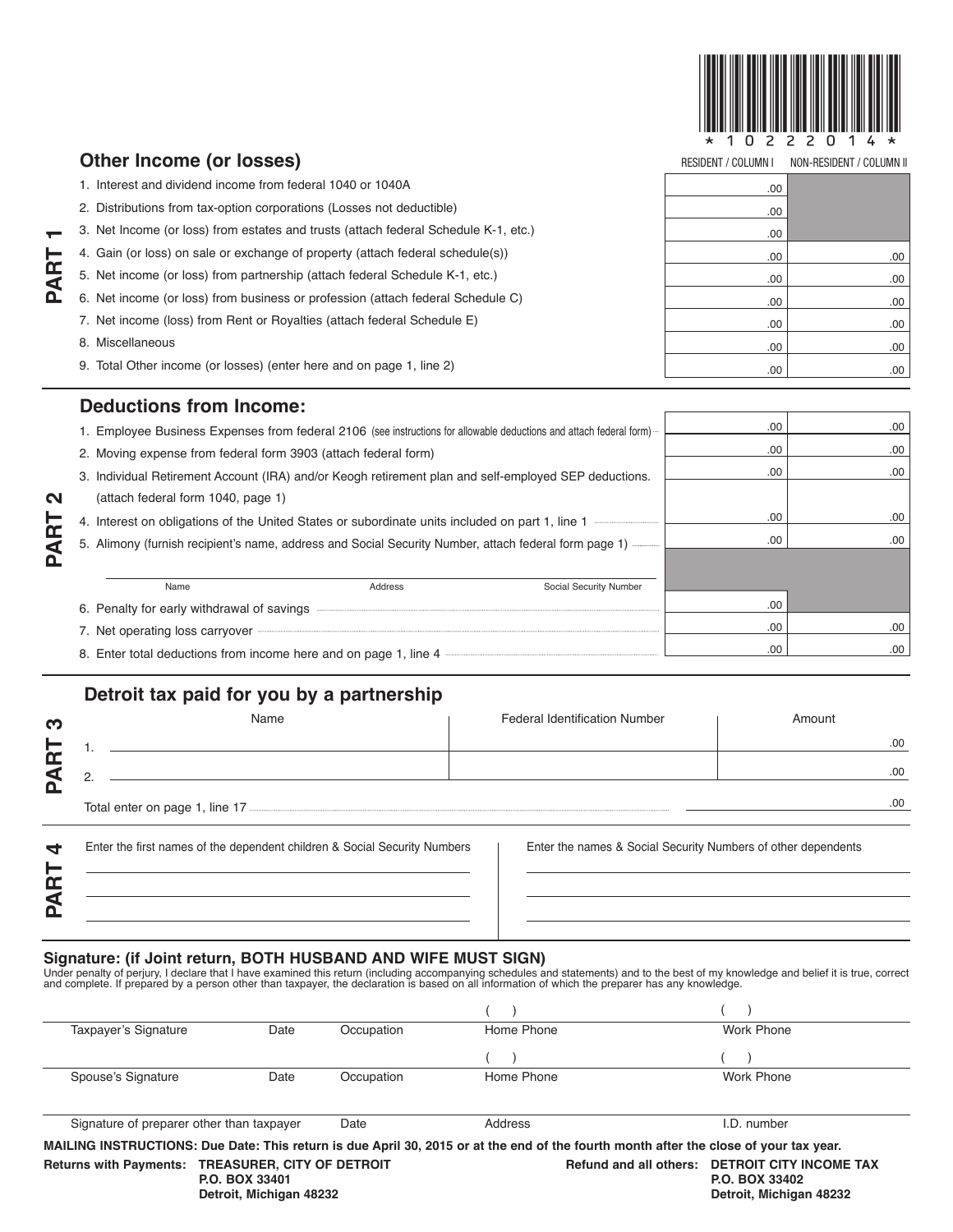*10222014*

## PART 1

### Other Income (or losses)

| | RESIDENT / COLUMN I | NON-RESIDENT / COLUMN II |
|---|---|---|
| 1. Interest and dividend income from federal 1040 or 1040A | .00 | |
| 2. Distributions from tax-option corporations (Losses not deductible) | .00 | |
| 3. Net Income (or loss) from estates and trusts (attach federal Schedule K-1, etc.) | .00 | |
| 4. Gain (or loss) on sale or exchange of property (attach federal schedule(s)) | .00 | .00 |
| 5. Net income (or loss) from partnership (attach federal Schedule K-1, etc.) | .00 | .00 |
| 6. Net income (or loss) from business or profession (attach federal Schedule C) | .00 | .00 |
| 7. Net income (loss) from Rent or Royalties (attach federal Schedule E) | .00 | .00 |
| 8. Miscellaneous | .00 | .00 |
| 9. Total Other income (or losses) (enter here and on page 1, line 2) | .00 | .00 |

## PART 2

### Deductions from Income:

| | RESIDENT / COLUMN I | NON-RESIDENT / COLUMN II |
|---|---|---|
| 1. Employee Business Expenses from federal 2106 (see instructions for allowable deductions and attach federal form) | .00 | .00 |
| 2. Moving expense from federal form 3903 (attach federal form) | .00 | .00 |
| 3. Individual Retirement Account (IRA) and/or Keogh retirement plan and self-employed SEP deductions. (attach federal form 1040, page 1) | .00 | .00 |
| 4. Interest on obligations of the United States or subordinate units included on part 1, line 1 | .00 | .00 |
| 5. Alimony (furnish recipient's name, address and Social Security Number, attach federal form page 1) | .00 | .00 |
| Name / Address / Social Security Number | | |
| 6. Penalty for early withdrawal of savings | .00 | |
| 7. Net operating loss carryover | .00 | .00 |
| 8. Enter total deductions from income here and on page 1, line 4 | .00 | .00 |

## PART 3

### Detroit tax paid for you by a partnership

| | Name | Federal Identification Number | Amount |
|---|---|---|---|
| 1. | | | .00 |
| 2. | | | .00 |
| Total enter on page 1, line 17 | | | .00 |

## PART 4

Enter the first names of the dependent children & Social Security Numbers

Enter the names & Social Security Numbers of other dependents

**Signature: (if Joint return, BOTH HUSBAND AND WIFE MUST SIGN)**

Under penalty of perjury, I declare that I have examined this return (including accompanying schedules and statements) and to the best of my knowledge and belief it is true, correct and complete. If prepared by a person other than taxpayer, the declaration is based on all information of which the preparer has any knowledge.

| Taxpayer's Signature | Date | Occupation | Home Phone ( ) | Work Phone ( ) |
|---|---|---|---|---|
| Spouse's Signature | Date | Occupation | Home Phone ( ) | Work Phone ( ) |
| Signature of preparer other than taxpayer | | Date | Address | I.D. number |

**MAILING INSTRUCTIONS: Due Date: This return is due April 30, 2015 or at the end of the fourth month after the close of your tax year.**

**Returns with Payments:** **TREASURER, CITY OF DETROIT**
**P.O. BOX 33401**
**Detroit, Michigan 48232**

**Refund and all others:** **DETROIT CITY INCOME TAX**
**P.O. BOX 33402**
**Detroit, Michigan 48232**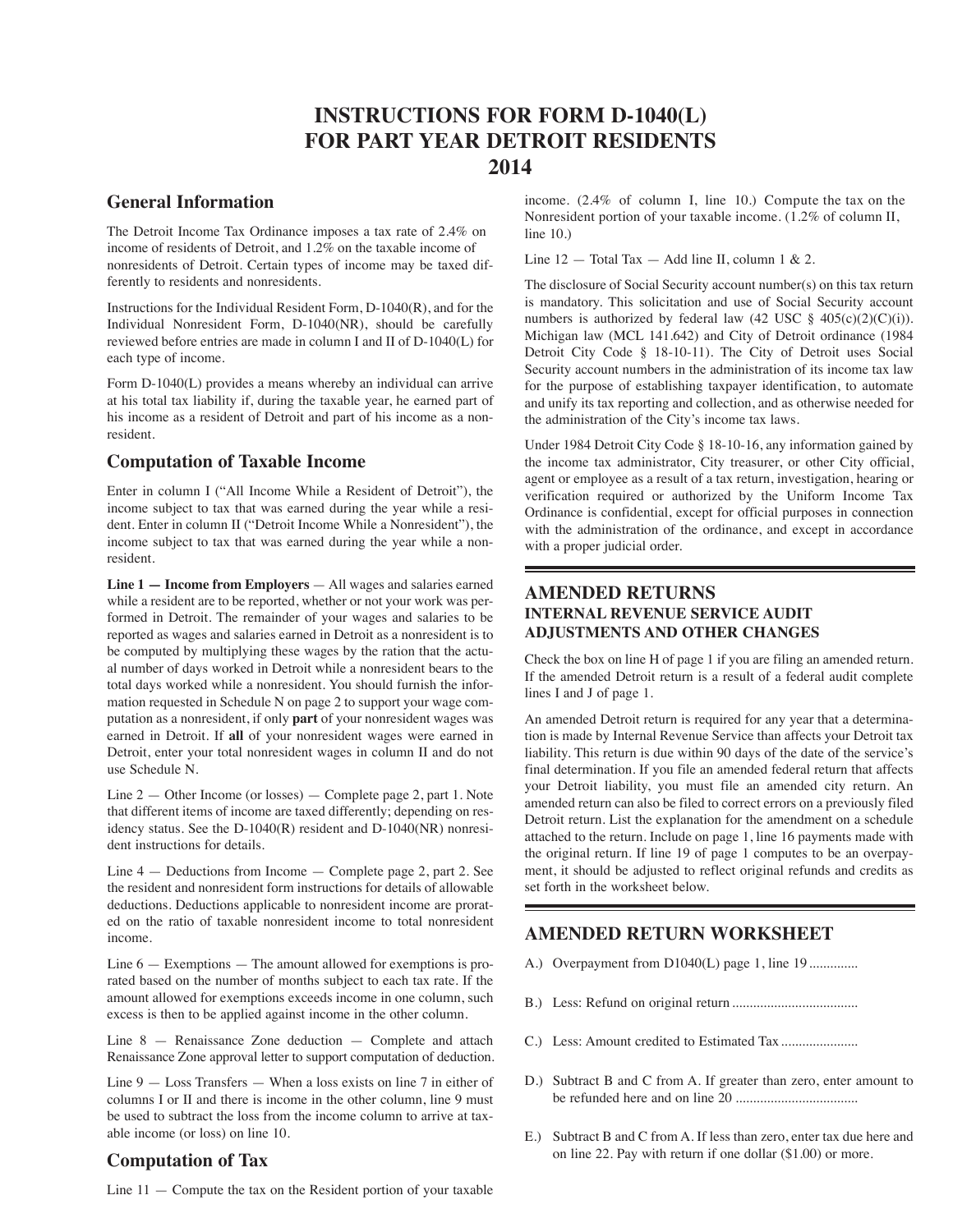# INSTRUCTIONS FOR FORM D-1040(L) FOR PART YEAR DETROIT RESIDENTS 2014

## General Information

The Detroit Income Tax Ordinance imposes a tax rate of 2.4% on income of residents of Detroit, and 1.2% on the taxable income of nonresidents of Detroit. Certain types of income may be taxed differently to residents and nonresidents.

Instructions for the Individual Resident Form, D-1040(R), and for the Individual Nonresident Form, D-1040(NR), should be carefully reviewed before entries are made in column I and II of D-1040(L) for each type of income.

Form D-1040(L) provides a means whereby an individual can arrive at his total tax liability if, during the taxable year, he earned part of his income as a resident of Detroit and part of his income as a nonresident.

## Computation of Taxable Income

Enter in column I ("All Income While a Resident of Detroit"), the income subject to tax that was earned during the year while a resident. Enter in column II ("Detroit Income While a Nonresident"), the income subject to tax that was earned during the year while a nonresident.

**Line 1 — Income from Employers** — All wages and salaries earned while a resident are to be reported, whether or not your work was performed in Detroit. The remainder of your wages and salaries to be reported as wages and salaries earned in Detroit as a nonresident is to be computed by multiplying these wages by the ration that the actual number of days worked in Detroit while a nonresident bears to the total days worked while a nonresident. You should furnish the information requested in Schedule N on page 2 to support your wage computation as a nonresident, if only **part** of your nonresident wages was earned in Detroit. If **all** of your nonresident wages were earned in Detroit, enter your total nonresident wages in column II and do not use Schedule N.

Line 2 — Other Income (or losses) — Complete page 2, part 1. Note that different items of income are taxed differently; depending on residency status. See the D-1040(R) resident and D-1040(NR) nonresident instructions for details.

Line 4 — Deductions from Income — Complete page 2, part 2. See the resident and nonresident form instructions for details of allowable deductions. Deductions applicable to nonresident income are prorated on the ratio of taxable nonresident income to total nonresident income.

Line 6 — Exemptions — The amount allowed for exemptions is prorated based on the number of months subject to each tax rate. If the amount allowed for exemptions exceeds income in one column, such excess is then to be applied against income in the other column.

Line 8 — Renaissance Zone deduction — Complete and attach Renaissance Zone approval letter to support computation of deduction.

Line 9 — Loss Transfers — When a loss exists on line 7 in either of columns I or II and there is income in the other column, line 9 must be used to subtract the loss from the income column to arrive at taxable income (or loss) on line 10.

## Computation of Tax

Line 11 — Compute the tax on the Resident portion of your taxable income. (2.4% of column I, line 10.) Compute the tax on the Nonresident portion of your taxable income. (1.2% of column II, line 10.)

Line 12 — Total Tax — Add line II, column 1 & 2.

The disclosure of Social Security account number(s) on this tax return is mandatory. This solicitation and use of Social Security account numbers is authorized by federal law (42 USC § 405(c)(2)(C)(i)). Michigan law (MCL 141.642) and City of Detroit ordinance (1984 Detroit City Code § 18-10-11). The City of Detroit uses Social Security account numbers in the administration of its income tax law for the purpose of establishing taxpayer identification, to automate and unify its tax reporting and collection, and as otherwise needed for the administration of the City's income tax laws.

Under 1984 Detroit City Code § 18-10-16, any information gained by the income tax administrator, City treasurer, or other City official, agent or employee as a result of a tax return, investigation, hearing or verification required or authorized by the Uniform Income Tax Ordinance is confidential, except for official purposes in connection with the administration of the ordinance, and except in accordance with a proper judicial order.

## AMENDED RETURNS

### INTERNAL REVENUE SERVICE AUDIT ADJUSTMENTS AND OTHER CHANGES

Check the box on line H of page 1 if you are filing an amended return. If the amended Detroit return is a result of a federal audit complete lines I and J of page 1.

An amended Detroit return is required for any year that a determination is made by Internal Revenue Service than affects your Detroit tax liability. This return is due within 90 days of the date of the service's final determination. If you file an amended federal return that affects your Detroit liability, you must file an amended city return. An amended return can also be filed to correct errors on a previously filed Detroit return. List the explanation for the amendment on a schedule attached to the return. Include on page 1, line 16 payments made with the original return. If line 19 of page 1 computes to be an overpayment, it should be adjusted to reflect original refunds and credits as set forth in the worksheet below.

## AMENDED RETURN WORKSHEET

A.) Overpayment from D1040(L) page 1, line 19 ..............

B.) Less: Refund on original return ...................................

C.) Less: Amount credited to Estimated Tax ......................

D.) Subtract B and C from A. If greater than zero, enter amount to be refunded here and on line 20 ..................................

E.) Subtract B and C from A. If less than zero, enter tax due here and on line 22. Pay with return if one dollar ($1.00) or more.